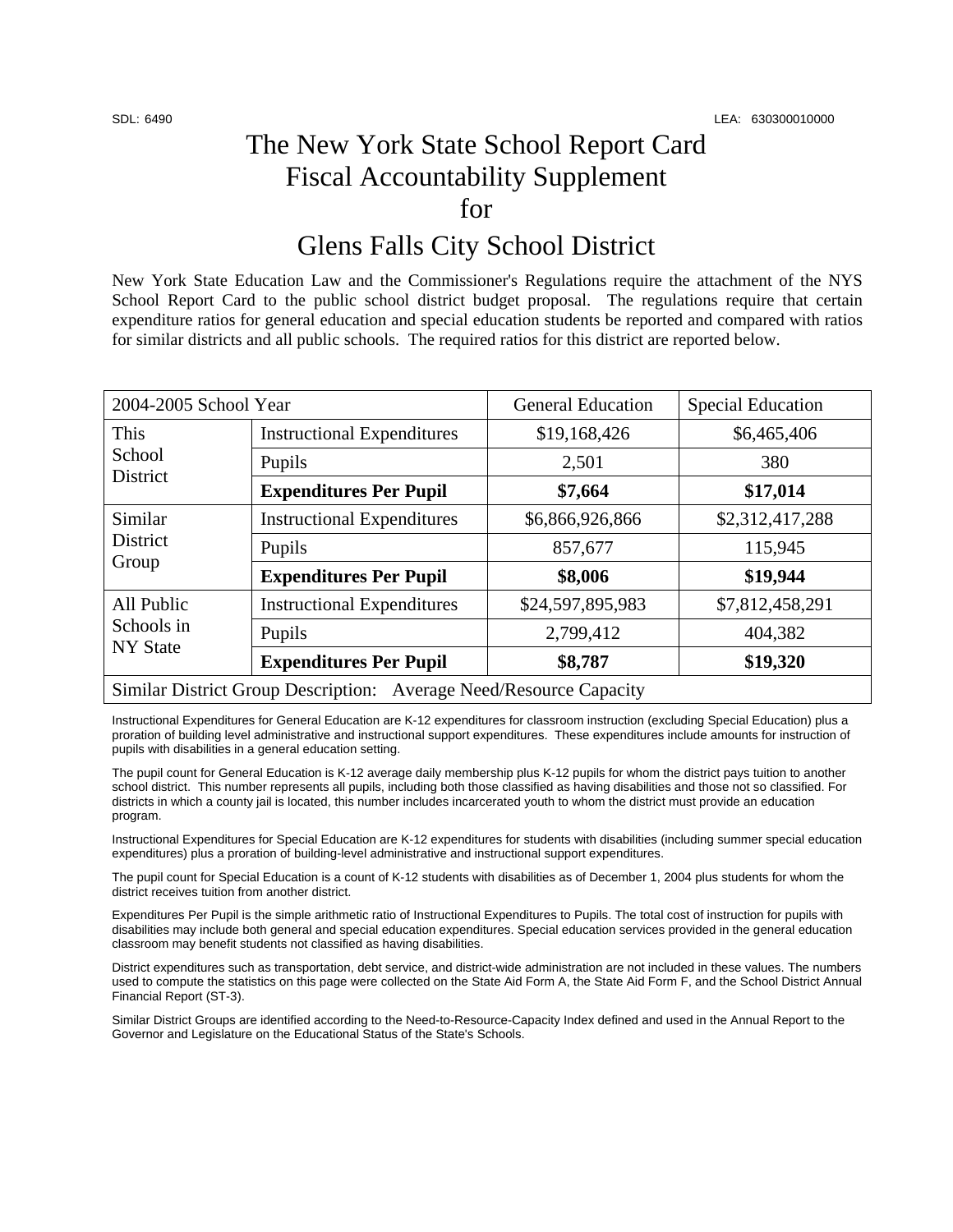SDL: 6490 LEA: 630300010000

# The New York State School Report Card
# Fiscal Accountability Supplement
# for
# Glens Falls City School District

New York State Education Law and the Commissioner's Regulations require the attachment of the NYS School Report Card to the public school district budget proposal. The regulations require that certain expenditure ratios for general education and special education students be reported and compared with ratios for similar districts and all public schools. The required ratios for this district are reported below.

| 2004-2005 School Year | | General Education | Special Education |
|---|---|---|---|
| This School District | Instructional Expenditures | $19,168,426 | $6,465,406 |
| | Pupils | 2,501 | 380 |
| | **Expenditures Per Pupil** | **$7,664** | **$17,014** |
| Similar District Group | Instructional Expenditures | $6,866,926,866 | $2,312,417,288 |
| | Pupils | 857,677 | 115,945 |
| | **Expenditures Per Pupil** | **$8,006** | **$19,944** |
| All Public Schools in NY State | Instructional Expenditures | $24,597,895,983 | $7,812,458,291 |
| | Pupils | 2,799,412 | 404,382 |
| | **Expenditures Per Pupil** | **$8,787** | **$19,320** |
| Similar District Group Description: Average Need/Resource Capacity | | | |

Instructional Expenditures for General Education are K-12 expenditures for classroom instruction (excluding Special Education) plus a proration of building level administrative and instructional support expenditures. These expenditures include amounts for instruction of pupils with disabilities in a general education setting.

The pupil count for General Education is K-12 average daily membership plus K-12 pupils for whom the district pays tuition to another school district. This number represents all pupils, including both those classified as having disabilities and those not so classified. For districts in which a county jail is located, this number includes incarcerated youth to whom the district must provide an education program.

Instructional Expenditures for Special Education are K-12 expenditures for students with disabilities (including summer special education expenditures) plus a proration of building-level administrative and instructional support expenditures.

The pupil count for Special Education is a count of K-12 students with disabilities as of December 1, 2004 plus students for whom the district receives tuition from another district.

Expenditures Per Pupil is the simple arithmetic ratio of Instructional Expenditures to Pupils. The total cost of instruction for pupils with disabilities may include both general and special education expenditures. Special education services provided in the general education classroom may benefit students not classified as having disabilities.

District expenditures such as transportation, debt service, and district-wide administration are not included in these values. The numbers used to compute the statistics on this page were collected on the State Aid Form A, the State Aid Form F, and the School District Annual Financial Report (ST-3).

Similar District Groups are identified according to the Need-to-Resource-Capacity Index defined and used in the Annual Report to the Governor and Legislature on the Educational Status of the State's Schools.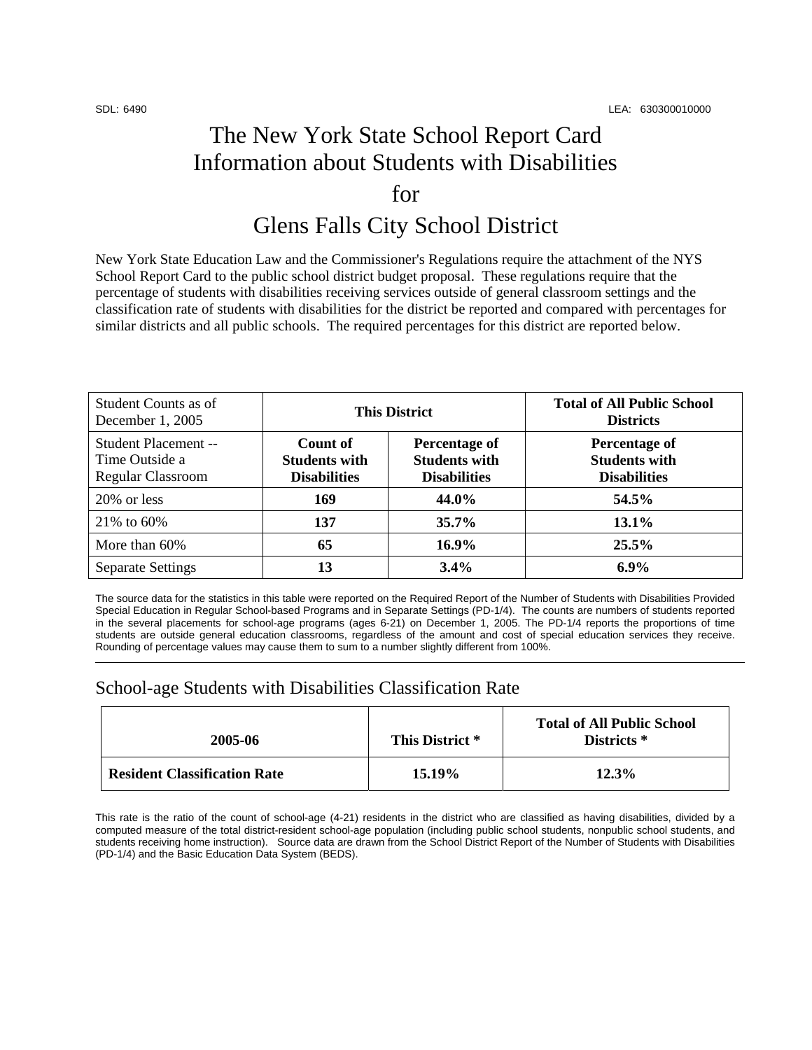SDL: 6490 LEA: 630300010000

# The New York State School Report Card
# Information about Students with Disabilities
# for
# Glens Falls City School District

New York State Education Law and the Commissioner's Regulations require the attachment of the NYS School Report Card to the public school district budget proposal. These regulations require that the percentage of students with disabilities receiving services outside of general classroom settings and the classification rate of students with disabilities for the district be reported and compared with percentages for similar districts and all public schools. The required percentages for this district are reported below.

| Student Counts as of December 1, 2005 | **This District** | | **Total of All Public School Districts** |
|---|---|---|---|
| Student Placement -- Time Outside a Regular Classroom | **Count of Students with Disabilities** | **Percentage of Students with Disabilities** | **Percentage of Students with Disabilities** |
| 20% or less | **169** | **44.0%** | **54.5%** |
| 21% to 60% | **137** | **35.7%** | **13.1%** |
| More than 60% | **65** | **16.9%** | **25.5%** |
| Separate Settings | **13** | **3.4%** | **6.9%** |

The source data for the statistics in this table were reported on the Required Report of the Number of Students with Disabilities Provided Special Education in Regular School-based Programs and in Separate Settings (PD-1/4). The counts are numbers of students reported in the several placements for school-age programs (ages 6-21) on December 1, 2005. The PD-1/4 reports the proportions of time students are outside general education classrooms, regardless of the amount and cost of special education services they receive. Rounding of percentage values may cause them to sum to a number slightly different from 100%.

## School-age Students with Disabilities Classification Rate

| **2005-06** | **This District *** | **Total of All Public School Districts *** |
|---|---|---|
| **Resident Classification Rate** | **15.19%** | **12.3%** |

This rate is the ratio of the count of school-age (4-21) residents in the district who are classified as having disabilities, divided by a computed measure of the total district-resident school-age population (including public school students, nonpublic school students, and students receiving home instruction). Source data are drawn from the School District Report of the Number of Students with Disabilities (PD-1/4) and the Basic Education Data System (BEDS).